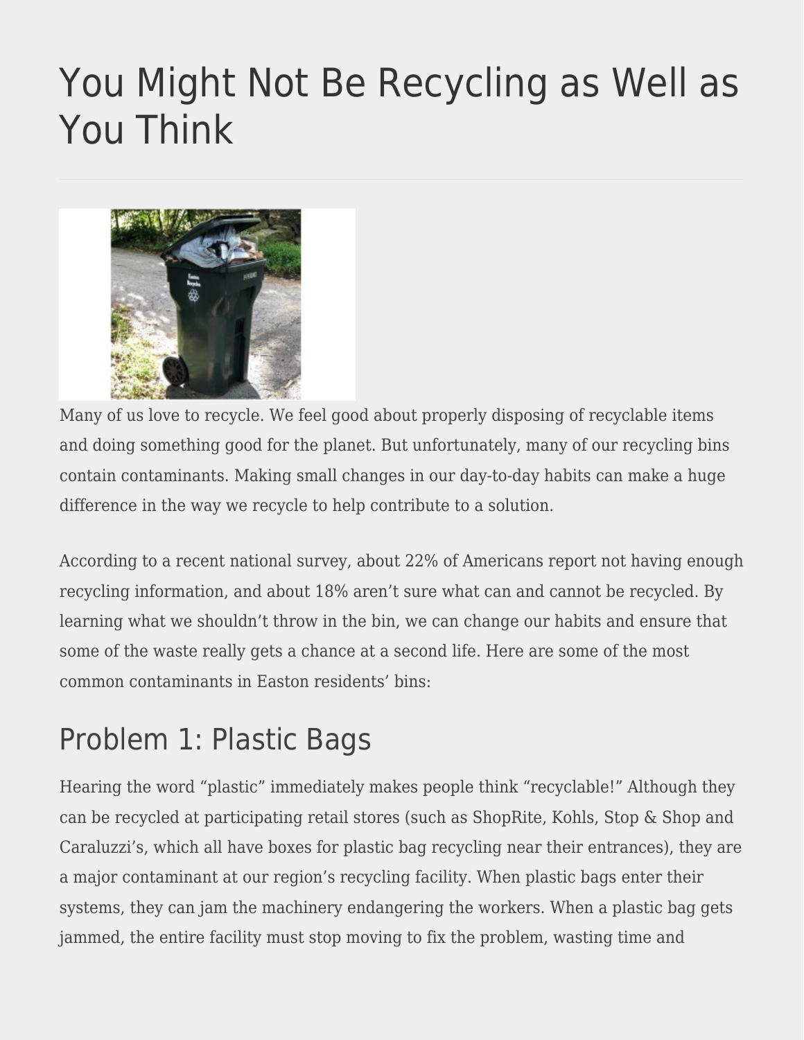# You Might Not Be Recycling as Well as You Think

Many of us love to recycle. We feel good about properly disposing of recyclable items and doing something good for the planet. But unfortunately, many of our recycling bins contain contaminants. Making small changes in our day-to-day habits can make a huge difference in the way we recycle to help contribute to a solution.

According to a recent national survey, about 22% of Americans report not having enough recycling information, and about 18% aren't sure what can and cannot be recycled. By learning what we shouldn't throw in the bin, we can change our habits and ensure that some of the waste really gets a chance at a second life. Here are some of the most common contaminants in Easton residents' bins:

## Problem 1: Plastic Bags

Hearing the word "plastic" immediately makes people think "recyclable!" Although they can be recycled at participating retail stores (such as ShopRite, Kohls, Stop & Shop and Caraluzzi's, which all have boxes for plastic bag recycling near their entrances), they are a major contaminant at our region's recycling facility. When plastic bags enter their systems, they can jam the machinery endangering the workers. When a plastic bag gets jammed, the entire facility must stop moving to fix the problem, wasting time and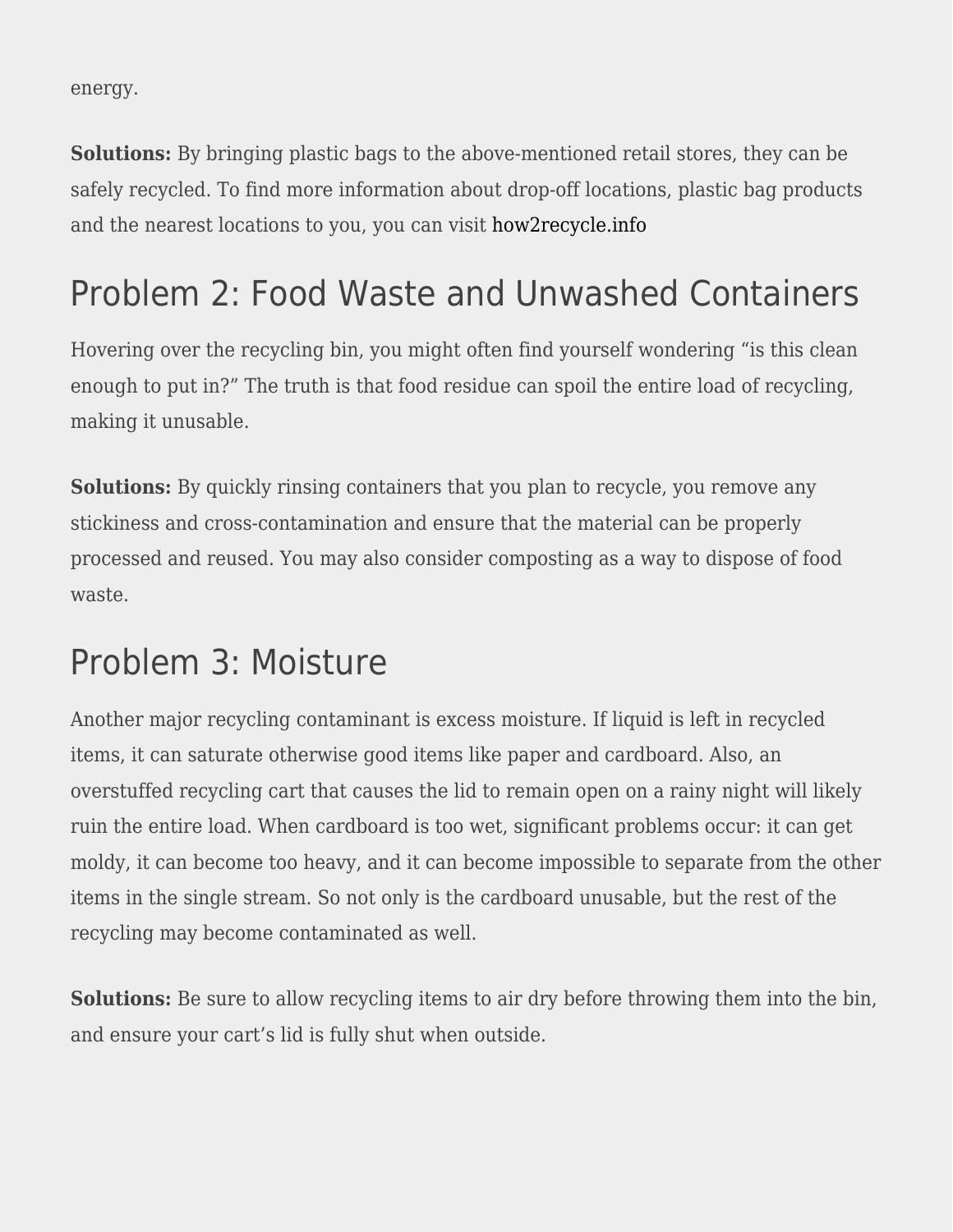energy.

**Solutions:** By bringing plastic bags to the above-mentioned retail stores, they can be safely recycled. To find more information about drop-off locations, plastic bag products and the nearest locations to you, you can visit how2recycle.info

## Problem 2: Food Waste and Unwashed Containers

Hovering over the recycling bin, you might often find yourself wondering "is this clean enough to put in?" The truth is that food residue can spoil the entire load of recycling, making it unusable.

**Solutions:** By quickly rinsing containers that you plan to recycle, you remove any stickiness and cross-contamination and ensure that the material can be properly processed and reused. You may also consider composting as a way to dispose of food waste.

## Problem 3: Moisture

Another major recycling contaminant is excess moisture. If liquid is left in recycled items, it can saturate otherwise good items like paper and cardboard. Also, an overstuffed recycling cart that causes the lid to remain open on a rainy night will likely ruin the entire load. When cardboard is too wet, significant problems occur: it can get moldy, it can become too heavy, and it can become impossible to separate from the other items in the single stream. So not only is the cardboard unusable, but the rest of the recycling may become contaminated as well.

**Solutions:** Be sure to allow recycling items to air dry before throwing them into the bin, and ensure your cart's lid is fully shut when outside.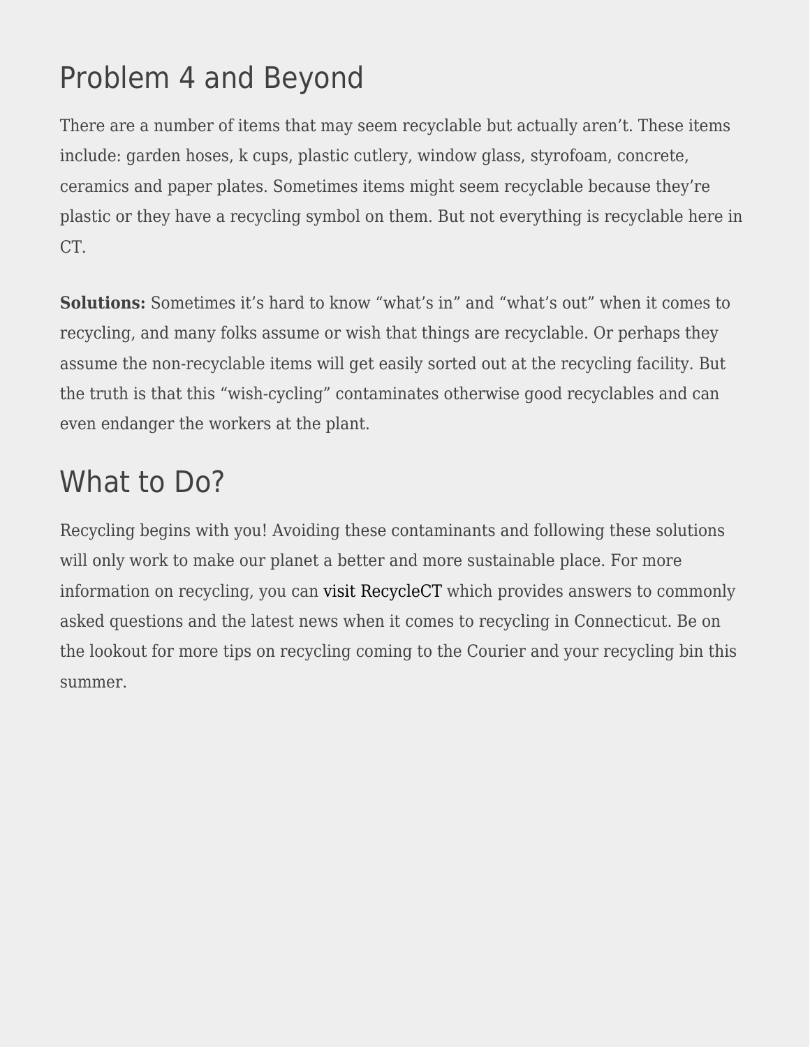## Problem 4 and Beyond

There are a number of items that may seem recyclable but actually aren't. These items include: garden hoses, k cups, plastic cutlery, window glass, styrofoam, concrete, ceramics and paper plates. Sometimes items might seem recyclable because they're plastic or they have a recycling symbol on them. But not everything is recyclable here in CT.

**Solutions:** Sometimes it's hard to know "what's in" and "what's out" when it comes to recycling, and many folks assume or wish that things are recyclable. Or perhaps they assume the non-recyclable items will get easily sorted out at the recycling facility. But the truth is that this "wish-cycling" contaminates otherwise good recyclables and can even endanger the workers at the plant.

## What to Do?

Recycling begins with you! Avoiding these contaminants and following these solutions will only work to make our planet a better and more sustainable place. For more information on recycling, you can visit RecycleCT which provides answers to commonly asked questions and the latest news when it comes to recycling in Connecticut. Be on the lookout for more tips on recycling coming to the Courier and your recycling bin this summer.